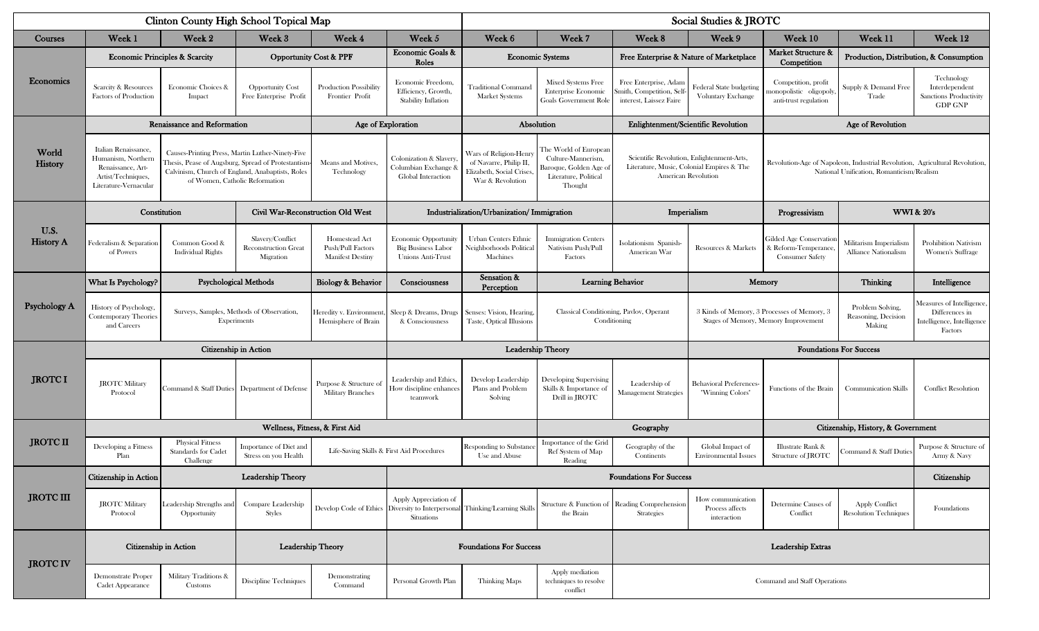| Clinton County High School Topical Map | | | | | | Social Studies & JROTC | | | | | |
|---|---|---|---|---|---|---|---|---|---|---|---|
| **Courses** | **Week 1** | **Week 2** | **Week 3** | **Week 4** | **Week 5** | **Week 6** | **Week 7** | **Week 8** | **Week 9** | **Week 10** | **Week 11** | **Week 12** |
| **Economics** | Economic Principles & Scarcity | | Opportunity Cost & PPF | | Economic Goals & Roles | Economic Systems | | Free Enterprise & Nature of Marketplace | | Market Structure & Competition | Production, Distribution, & Consumption | |
| | Scarcity & Resources Factors of Production | Economic Choices & Impact | Opportunity Cost Free Enterprise Profit | Production Possibility Frontier Profit | Economic Freedom, Efficiency, Growth, Stability Inflation | Traditional Command Market Systems | Mixed Systems Free Enterprise Economic Goals Government Role | Free Enterprise, Adam Smith, Competition, Self-interest, Laissez Faire | Federal State budgeting Voluntary Exchange | Competition, profit monopolistic oligopoly, anti-trust regulation | Supply & Demand Free Trade | Technology Interdependent Sanctions Productivity GDP GNP |
| **World History** | Renaissance and Reformation | | | Age of Exploration | | Absolution | | Enlightenment/Scientific Revolution | | Age of Revolution | | |
| | Italian Renaissance, Humanism, Northern Renaissance, Art-Artist/Techniques, Literature-Vernacular | Causes-Printing Press, Martin Luther-Ninety-Five Thesis, Pease of Augsburg, Spread of Protestantism-Calvinism, Church of England, Anabaptists, Roles of Women, Catholic Reformation | | Means and Motives, Technology | Colonization & Slavery, Columbian Exchange & Global Interaction | Wars of Religion-Henry of Navarre, Philip II, Elizabeth, Social Crises, War & Revolution | The World of European Culture-Mannerism, Baroque, Golden Age of Literature, Political Thought | Scientific Revolution, Enlightenment-Arts, Literature, Music, Colonial Empires & The American Revolution | | Revolution-Age of Napoleon, Industrial Revolution, Agricultural Revolution, National Unification, Romanticism/Realism | | |
| **U.S. History A** | Constitution | | Civil War-Reconstruction Old West | | Industrialization/Urbanization/ Immigration | | | Imperialism | | Progressivism | WWI & 20's | |
| | Federalism & Separation of Powers | Common Good & Individual Rights | Slavery/Conflict Reconstruction Great Migration | Homestead Act Push/Pull Factors Manifest Destiny | Economic Opportunity Big Business Labor Unions Anti-Trust | Urban Centers Ethnic Neighborhoods Political Machines | Immigration Centers Nativism Push/Pull Factors | Isolationism Spanish-American War | Resources & Markets | Gilded Age Conservation & Reform-Temperance, Consumer Safety | Militarism Imperialism Alliance Nationalism | Prohibition Nativism Women's Suffrage |
| **Psychology A** | What Is Psychology? | Psychological Methods | | Biology & Behavior | Consciousness | Sensation & Perception | Learning Behavior | | Memory | | Thinking | Intelligence |
| | History of Psychology, Contemporary Theories and Careers | Surveys, Samples, Methods of Observation, Experiments | | Heredity v. Environment, Hemisphere of Brain | Sleep & Dreams, Drugs & Consciousness | Senses: Vision, Hearing, Taste, Optical Illusions | Classical Conditioning, Pavlov, Operant Conditioning | | 3 Kinds of Memory, 3 Processes of Memory, 3 Stages of Memory, Memory Improvement | | Problem Solving, Reasoning, Decision Making | Measures of Intelligence, Differences in Intelligence, Intelligence Factors |
| **JROTC I** | Citizenship in Action | | | | Leadership Theory | | | | Foundations For Success | | | |
| | JROTC Military Protocol | Command & Staff Duties | Department of Defense | Purpose & Structure of Military Branches | Leadership and Ethics, How discipline enhances teamwork | Develop Leadership Plans and Problem Solving | Developing Supervising Skills & Importance of Drill in JROTC | Leadership of Management Strategies | Behavioral Preferences-"Winning Colors" | Functions of the Brain | Communication Skills | Conflict Resolution |
| **JROTC II** | Wellness, Fitness, & First Aid | | | | | | | Geography | | Citizenship, History, & Government | | |
| | Developing a Fitness Plan | Physical Fitness Standards for Cadet Challenge | Importance of Diet and Stress on you Health | Life-Saving Skills & First Aid Procedures | | Responding to Substance Use and Abuse | Importance of the Grid Ref System of Map Reading | Geography of the Continents | Global Impact of Environmental Issues | Illustrate Rank & Structure of JROTC | Command & Staff Duties | Purpose & Structure of Army & Navy |
| **JROTC III** | Citizenship in Action | Leadership Theory | | | Foundations For Success | | | | | | | Citizenship |
| | JROTC Military Protocol | Leadership Strengths and Opportunity | Compare Leadership Styles | Develop Code of Ethics | Apply Appreciation of Diversity to Interpersonal Situations | Thinking/Learning Skills | Structure & Function of the Brain | Reading Comprehension Strategies | How communication Process affects interaction | Determine Causes of Conflict | Apply Conflict Resolution Techniques | Foundations |
| **JROTC IV** | Citizenship in Action | | Leadership Theory | | Foundations For Success | | | Leadership Extras | | | | |
| | Demonstrate Proper Cadet Appearance | Military Traditions & Customs | Discipline Techniques | Demonstrating Command | Personal Growth Plan | Thinking Maps | Apply mediation techniques to resolve conflict | Command and Staff Operations | | | | |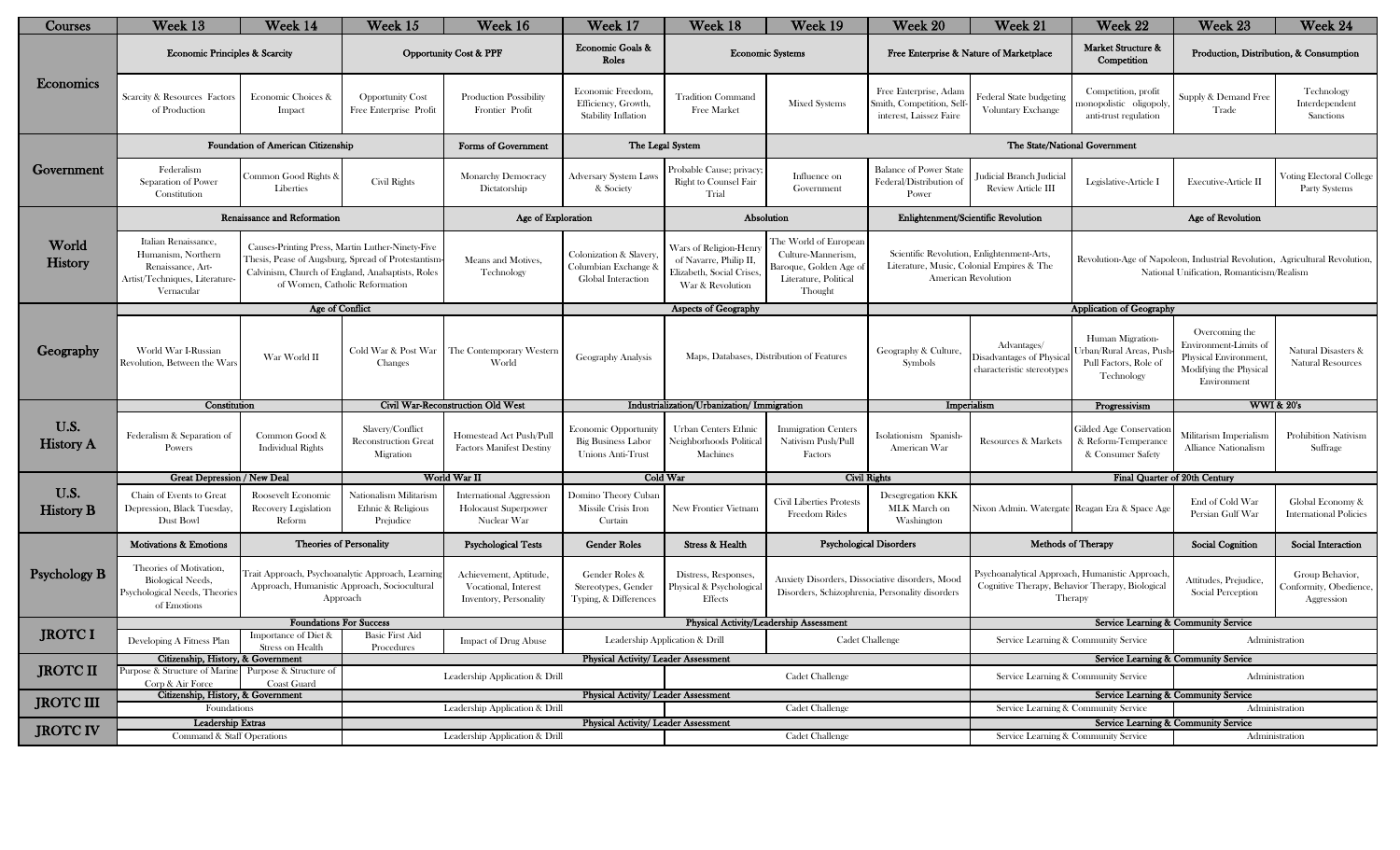| Courses | Week 13 | Week 14 | Week 15 | Week 16 | Week 17 | Week 18 | Week 19 | Week 20 | Week 21 | Week 22 | Week 23 | Week 24 |
|---|---|---|---|---|---|---|---|---|---|---|---|---|
| Economics | Economic Principles & Scarcity | | Opportunity Cost & PPF | | Economic Goals & Roles | Economic Systems | | Free Enterprise & Nature of Marketplace | | Market Structure & Competition | Production, Distribution, & Consumption | |
| | Scarcity & Resources Factors of Production | Economic Choices & Impact | Opportunity Cost Free Enterprise Profit | Production Possibility Frontier Profit | Economic Freedom, Efficiency, Growth, Stability Inflation | Tradition Command Free Market | Mixed Systems | Free Enterprise, Adam Smith, Competition, Self-interest, Laissez Faire | Federal State budgeting Voluntary Exchange | Competition, profit monopolistic oligopoly, anti-trust regulation | Supply & Demand Free Trade | Technology Interdependent Sanctions |
| Government | Foundation of American Citizenship | | | Forms of Government | The Legal System | | The State/National Government | | | | | |
| | Federalism Separation of Power Constitution | Common Good Rights & Liberties | Civil Rights | Monarchy Democracy Dictatorship | Adversary System Laws & Society | Probable Cause; privacy; Right to Counsel Fair Trial | Influence on Government | Balance of Power State Federal/Distribution of Power | Judicial Branch Judicial Review Article III | Legislative-Article I | Executive-Article II | Voting Electoral College Party Systems |
| World History | Renaissance and Reformation | | | Age of Exploration | | Absolution | | Enlightenment/Scientific Revolution | | Age of Revolution | | |
| | Italian Renaissance, Humanism, Northern Renaissance, Art-Artist/Techniques, Literature-Vernacular | Causes-Printing Press, Martin Luther-Ninety-Five Thesis, Pease of Augsburg, Spread of Protestantism-Calvinism, Church of England, Anabaptists, Roles of Women, Catholic Reformation | | Means and Motives, Technology | Colonization & Slavery, Columbian Exchange & Global Interaction | Wars of Religion-Henry of Navarre, Philip II, Elizabeth, Social Crises, War & Revolution | The World of European Culture-Mannerism, Baroque, Golden Age of Literature, Political Thought | Scientific Revolution, Enlightenment-Arts, Literature, Music, Colonial Empires & The American Revolution | | Revolution-Age of Napoleon, Industrial Revolution, Agricultural Revolution, National Unification, Romanticism/Realism | | |
| Geography | Age of Conflict | | | | Aspects of Geography | | | Application of Geography | | | | |
| | World War I-Russian Revolution, Between the Wars | War World II | Cold War & Post War Changes | The Contemporary Western World | Geography Analysis | Maps, Databases, Distribution of Features | | Geography & Culture, Symbols | Advantages/ Disadvantages of Physical characteristic stereotypes | Human Migration-Urban/Rural Areas, Push-Pull Factors, Role of Technology | Overcoming the Environment-Limits of Physical Environment, Modifying the Physical Environment | Natural Disasters & Natural Resources |
| U.S. History A | Constitution | | Civil War-Reconstruction Old West | | Industrialization/Urbanization/ Immigration | | | Imperialism | | Progressivism | WWI & 20's | |
| | Federalism & Separation of Powers | Common Good & Individual Rights | Slavery/Conflict Reconstruction Great Migration | Homestead Act Push/Pull Factors Manifest Destiny | Economic Opportunity Big Business Labor Unions Anti-Trust | Urban Centers Ethnic Neighborhoods Political Machines | Immigration Centers Nativism Push/Pull Factors | Isolationism Spanish-American War | Resources & Markets | Gilded Age Conservation & Reform-Temperance & Consumer Safety | Militarism Imperialism Alliance Nationalism | Prohibition Nativism Suffrage |
| U.S. History B | Great Depression / New Deal | | World War II | | Cold War | | Civil Rights | | Final Quarter of 20th Century | | | |
| | Chain of Events to Great Depression, Black Tuesday, Dust Bowl | Roosevelt Economic Recovery Legislation Reform | Nationalism Militarism Ethnic & Religious Prejudice | International Aggression Holocaust Superpower Nuclear War | Domino Theory Cuban Missile Crisis Iron Curtain | New Frontier Vietnam | Civil Liberties Protests Freedom Rides | Desegregation KKK MLK March on Washington | Nixon Admin. Watergate | Reagan Era & Space Age | End of Cold War Persian Gulf War | Global Economy & International Policies |
| Psychology B | Motivations & Emotions | Theories of Personality | | Psychological Tests | Gender Roles | Stress & Health | Psychological Disorders | | Methods of Therapy | | Social Cognition | Social Interaction |
| | Theories of Motivation, Biological Needs, Psychological Needs, Theories of Emotions | Trait Approach, Psychoanalytic Approach, Learning Approach, Humanistic Approach, Sociocultural Approach | | Achievement, Aptitude, Vocational, Interest Inventory, Personality | Gender Roles & Stereotypes, Gender Typing, & Differences | Distress, Responses, Physical & Psychological Effects | Anxiety Disorders, Dissociative disorders, Mood Disorders, Schizophrenia, Personality disorders | | Psychoanalytical Approach, Humanistic Approach, Cognitive Therapy, Behavior Therapy, Biological Therapy | | Attitudes, Prejudice, Social Perception | Group Behavior, Conformity, Obedience, Aggression |
| JROTC I | Foundations For Success | | | | Physical Activity/Leadership Assessment | | | | Service Learning & Community Service | | | |
| | Developing A Fitness Plan | Importance of Diet & Stress on Health | Basic First Aid Procedures | Impact of Drug Abuse | Leadership Application & Drill | | Cadet Challenge | | Service Learning & Community Service | | Administration | |
| JROTC II | Citizenship, History, & Government | | Physical Activity/ Leader Assessment | | | | | | Service Learning & Community Service | | | |
| | Purpose & Structure of Marine Corp & Air Force | Purpose & Structure of Coast Guard | Leadership Application & Drill | | | Cadet Challenge | | | Service Learning & Community Service | | Administration | |
| JROTC III | Citizenship, History, & Government | | Physical Activity/ Leader Assessment | | | | | | Service Learning & Community Service | | | |
| | Foundations | | Leadership Application & Drill | | | Cadet Challenge | | | Service Learning & Community Service | | Administration | |
| JROTC IV | Leadership Extras | | Physical Activity/ Leader Assessment | | | | | | Service Learning & Community Service | | | |
| | Command & Staff Operations | | Leadership Application & Drill | | | Cadet Challenge | | | Service Learning & Community Service | | Administration | |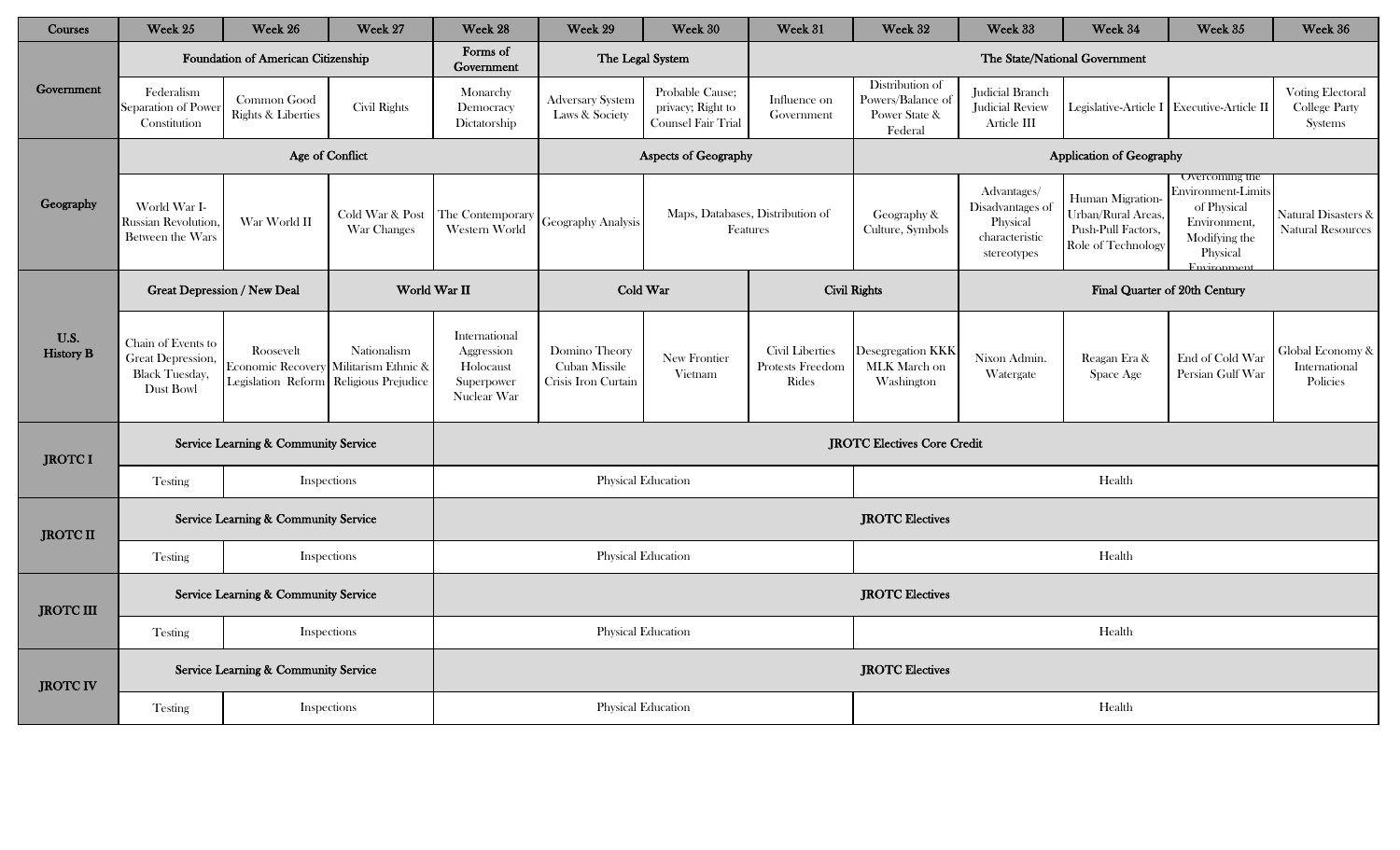| Courses | Week 25 | Week 26 | Week 27 | Week 28 | Week 29 | Week 30 | Week 31 | Week 32 | Week 33 | Week 34 | Week 35 | Week 36 |
|---|---|---|---|---|---|---|---|---|---|---|---|---|
| Government | Foundation of American Citizenship | | | Forms of Government | The Legal System | | The State/National Government | | | | | |
| | Federalism Separation of Power Constitution | Common Good Rights & Liberties | Civil Rights | Monarchy Democracy Dictatorship | Adversary System Laws & Society | Probable Cause; privacy; Right to Counsel Fair Trial | Influence on Government | Distribution of Powers/Balance of Power State & Federal | Judicial Branch Judicial Review Article III | Legislative-Article I | Executive-Article II | Voting Electoral College Party Systems |
| Geography | Age of Conflict | | | | Aspects of Geography | | | Application of Geography | | | | |
| | World War I-Russian Revolution, Between the Wars | War World II | Cold War & Post War Changes | The Contemporary Western World | Geography Analysis | Maps, Databases, Distribution of Features | | Geography & Culture, Symbols | Advantages/ Disadvantages of Physical characteristic stereotypes | Human Migration-Urban/Rural Areas, Push-Pull Factors, Role of Technology | Overcoming the Environment-Limits of Physical Environment, Modifying the Physical Environment | Natural Disasters & Natural Resources |
| U.S. History B | Great Depression / New Deal | | World War II | | Cold War | | Civil Rights | | Final Quarter of 20th Century | | | |
| | Chain of Events to Great Depression, Black Tuesday, Dust Bowl | Roosevelt Economic Recovery Legislation Reform | Nationalism Militarism Ethnic & Religious Prejudice | International Aggression Holocaust Superpower Nuclear War | Domino Theory Cuban Missile Crisis Iron Curtain | New Frontier Vietnam | Civil Liberties Protests Freedom Rides | Desegregation KKK MLK March on Washington | Nixon Admin. Watergate | Reagan Era & Space Age | End of Cold War Persian Gulf War | Global Economy & International Policies |
| JROTC I | Service Learning & Community Service | | | JROTC Electives Core Credit | | | | | | | | |
| | Testing | Inspections | | Physical Education | | | | Health | | | | |
| JROTC II | Service Learning & Community Service | | | JROTC Electives | | | | | | | | |
| | Testing | Inspections | | Physical Education | | | | Health | | | | |
| JROTC III | Service Learning & Community Service | | | JROTC Electives | | | | | | | | |
| | Testing | Inspections | | Physical Education | | | | Health | | | | |
| JROTC IV | Service Learning & Community Service | | | JROTC Electives | | | | | | | | |
| | Testing | Inspections | | Physical Education | | | | Health | | | | |